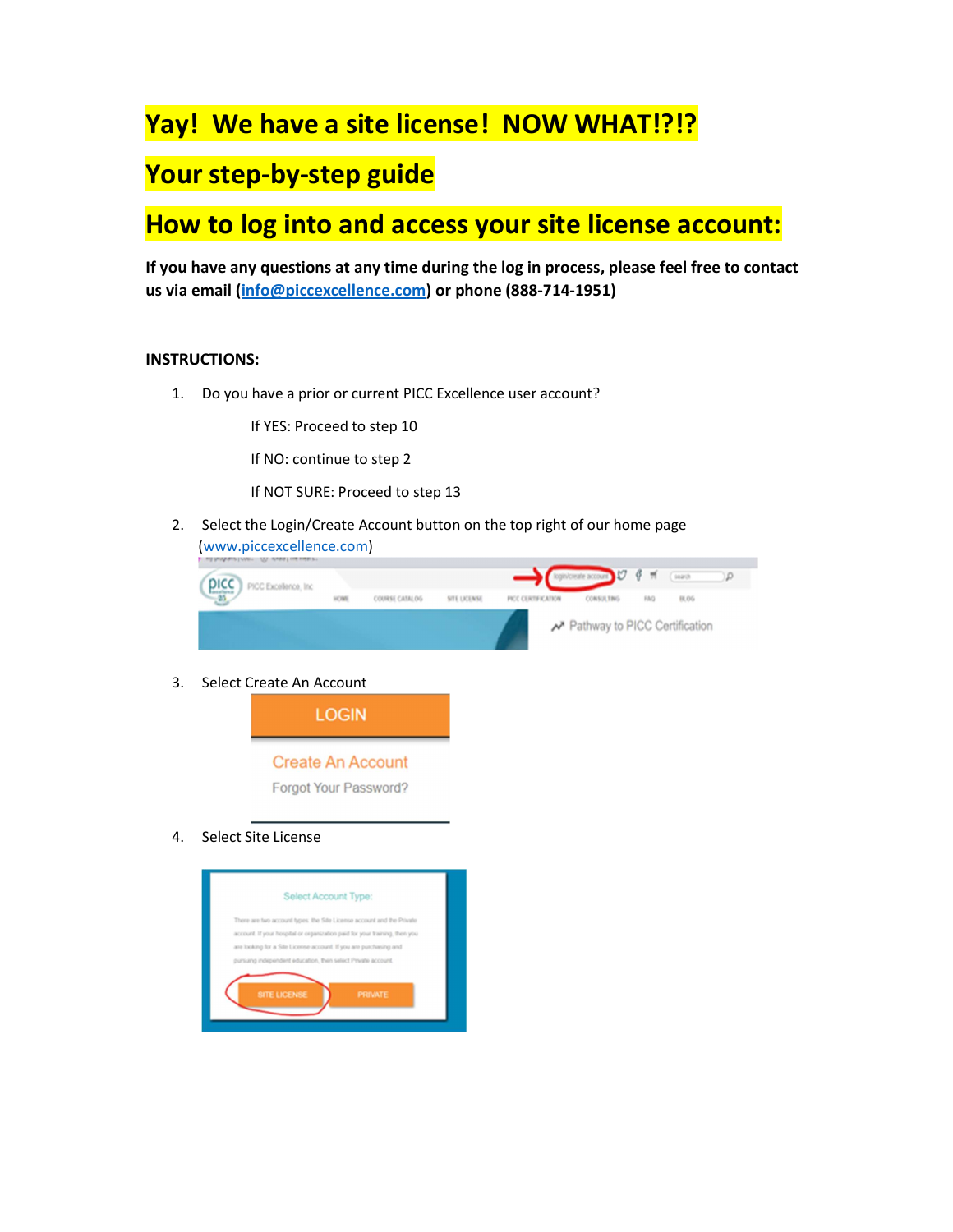# Yay! We have a site license! NOW WHAT!?!?

# Your step-by-step guide

# How to log into and access your site license account:

**If you have any questions at any time during the log in process, please feel free to contact us via email ([info@piccexcellence.com](mailto:info@piccexcellence.com)) or phone (888-714-1951)**

**INSTRUCTIONS:**

1. Do you have a prior or current PICC Excellence user account?

   If YES: Proceed to step 10

   If NO: continue to step 2

   If NOT SURE: Proceed to step 13

2. Select the Login/Create Account button on the top right of our home page ([www.piccexcellence.com](http://www.piccexcellence.com))

3. Select Create An Account

4. Select Site License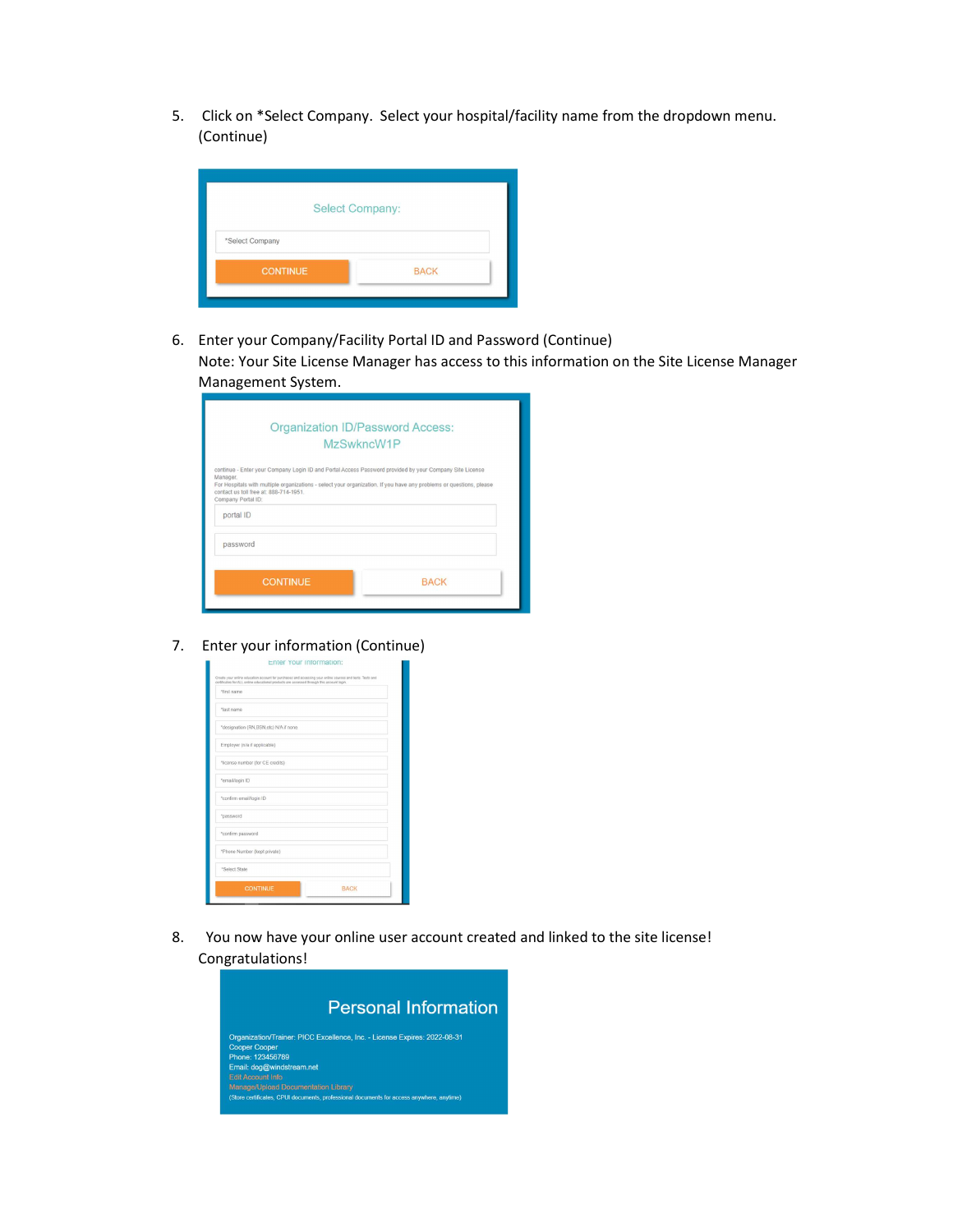5. Click on *Select Company. Select your hospital/facility name from the dropdown menu. (Continue)

Select Company:

*Select Company

CONTINUE BACK

6. Enter your Company/Facility Portal ID and Password (Continue)
   Note: Your Site License Manager has access to this information on the Site License Manager Management System.

Organization ID/Password Access:
MzSwkncW1P

continue - Enter your Company Login ID and Portal Access Password provided by your Company Site License Manager.
For Hospitals with multiple organizations - select your organization. If you have any problems or questions, please contact us toll free at: 888-714-1951.
Company Portal ID:

portal ID

password

CONTINUE BACK

7. Enter your information (Continue)

Enter Your Information:

*first name

*last name

*designation (RN,BSN,etc) N/A if none

Employer (n/a if applicable)

*license number (for CE credit)

*email/login ID

*confirm email/login ID

*password

*confirm password

*Phone Number (kept private)

*Select State

CONTINUE BACK

8. You now have your online user account created and linked to the site license! Congratulations!

Personal Information

Organization/Trainer: PICC Excellence, Inc. - License Expires: 2022-08-31
Cooper Cooper
Phone: 123456789
Email: dog@windstream.net
Edit Account Info
Manage/Upload Documentation Library
(Store certificates, CPUI documents, professional documents for access anywhere, anytime)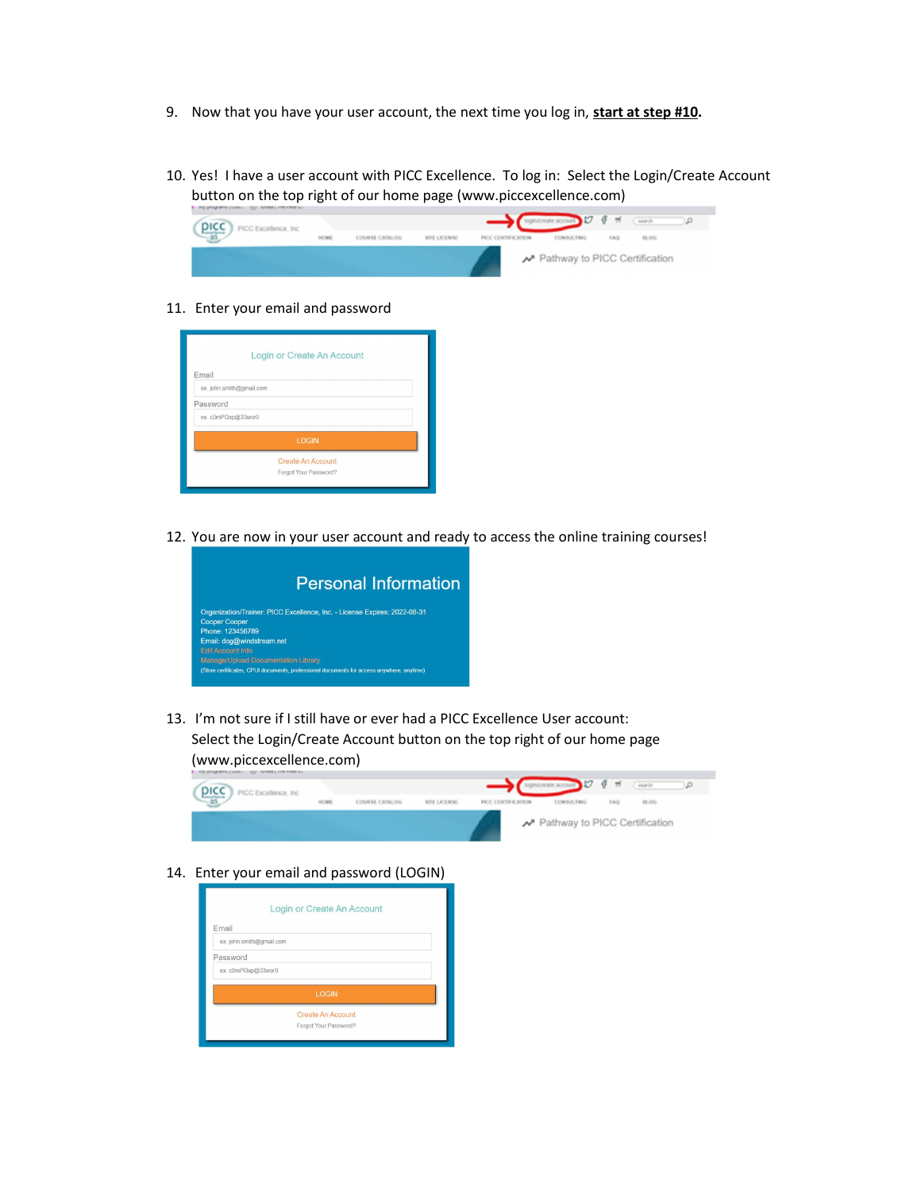9. Now that you have your user account, the next time you log in, **start at step #10**.

10. Yes! I have a user account with PICC Excellence. To log in: Select the Login/Create Account button on the top right of our home page (www.piccexcellence.com)

11. Enter your email and password

12. You are now in your user account and ready to access the online training courses!

13. I'm not sure if I still have or ever had a PICC Excellence User account: Select the Login/Create Account button on the top right of our home page (www.piccexcellence.com)

14. Enter your email and password (LOGIN)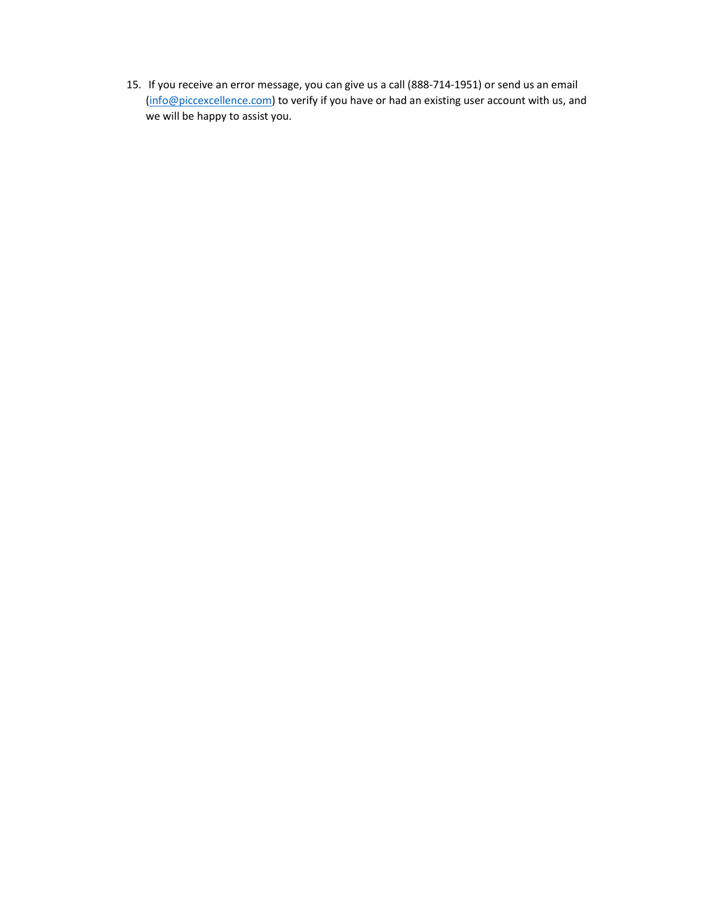15. If you receive an error message, you can give us a call (888-714-1951) or send us an email (info@piccexcellence.com) to verify if you have or had an existing user account with us, and we will be happy to assist you.